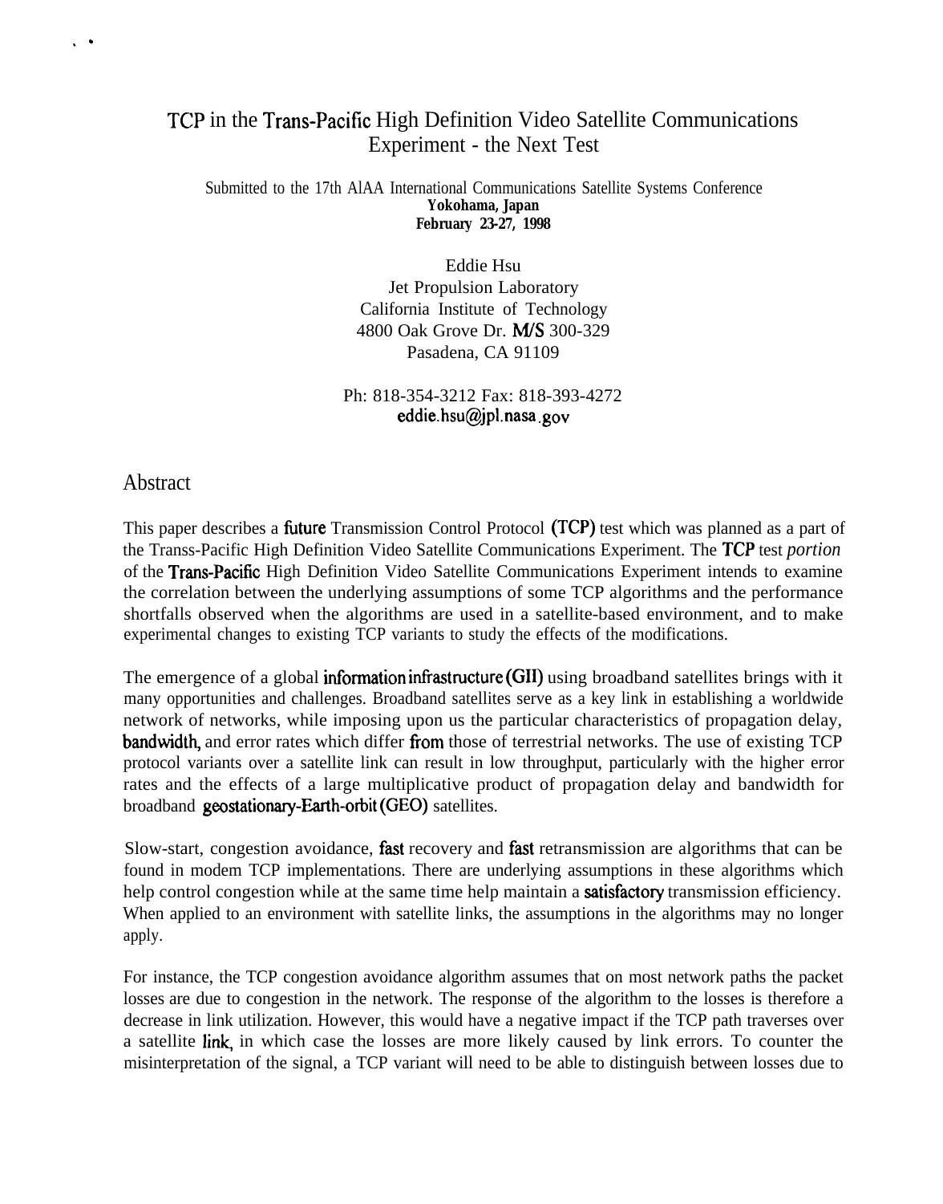# TCP in the Trans-Pacific High Definition Video Satellite Communications Experiment - the Next Test

Submitted to the 17th AlAA International Communications Satellite Systems Conference
**Yokohama, Japan**
**February 23-27, 1998**

Eddie Hsu
Jet Propulsion Laboratory
California Institute of Technology
4800 Oak Grove Dr. M/S 300-329
Pasadena, CA 91109

Ph: 818-354-3212 Fax: 818-393-4272
eddie.hsu@jpl.nasa.gov

## Abstract

This paper describes a future Transmission Control Protocol (TCP) test which was planned as a part of the Transs-Pacific High Definition Video Satellite Communications Experiment. The TCP test *portion* of the Trans-Pacific High Definition Video Satellite Communications Experiment intends to examine the correlation between the underlying assumptions of some TCP algorithms and the performance shortfalls observed when the algorithms are used in a satellite-based environment, and to make experimental changes to existing TCP variants to study the effects of the modifications.

The emergence of a global information infrastructure (GII) using broadband satellites brings with it many opportunities and challenges. Broadband satellites serve as a key link in establishing a worldwide network of networks, while imposing upon us the particular characteristics of propagation delay, bandwidth, and error rates which differ from those of terrestrial networks. The use of existing TCP protocol variants over a satellite link can result in low throughput, particularly with the higher error rates and the effects of a large multiplicative product of propagation delay and bandwidth for broadband geostationary-Earth-orbit (GEO) satellites.

Slow-start, congestion avoidance, fast recovery and fast retransmission are algorithms that can be found in modem TCP implementations. There are underlying assumptions in these algorithms which help control congestion while at the same time help maintain a satisfactory transmission efficiency. When applied to an environment with satellite links, the assumptions in the algorithms may no longer apply.

For instance, the TCP congestion avoidance algorithm assumes that on most network paths the packet losses are due to congestion in the network. The response of the algorithm to the losses is therefore a decrease in link utilization. However, this would have a negative impact if the TCP path traverses over a satellite link, in which case the losses are more likely caused by link errors. To counter the misinterpretation of the signal, a TCP variant will need to be able to distinguish between losses due to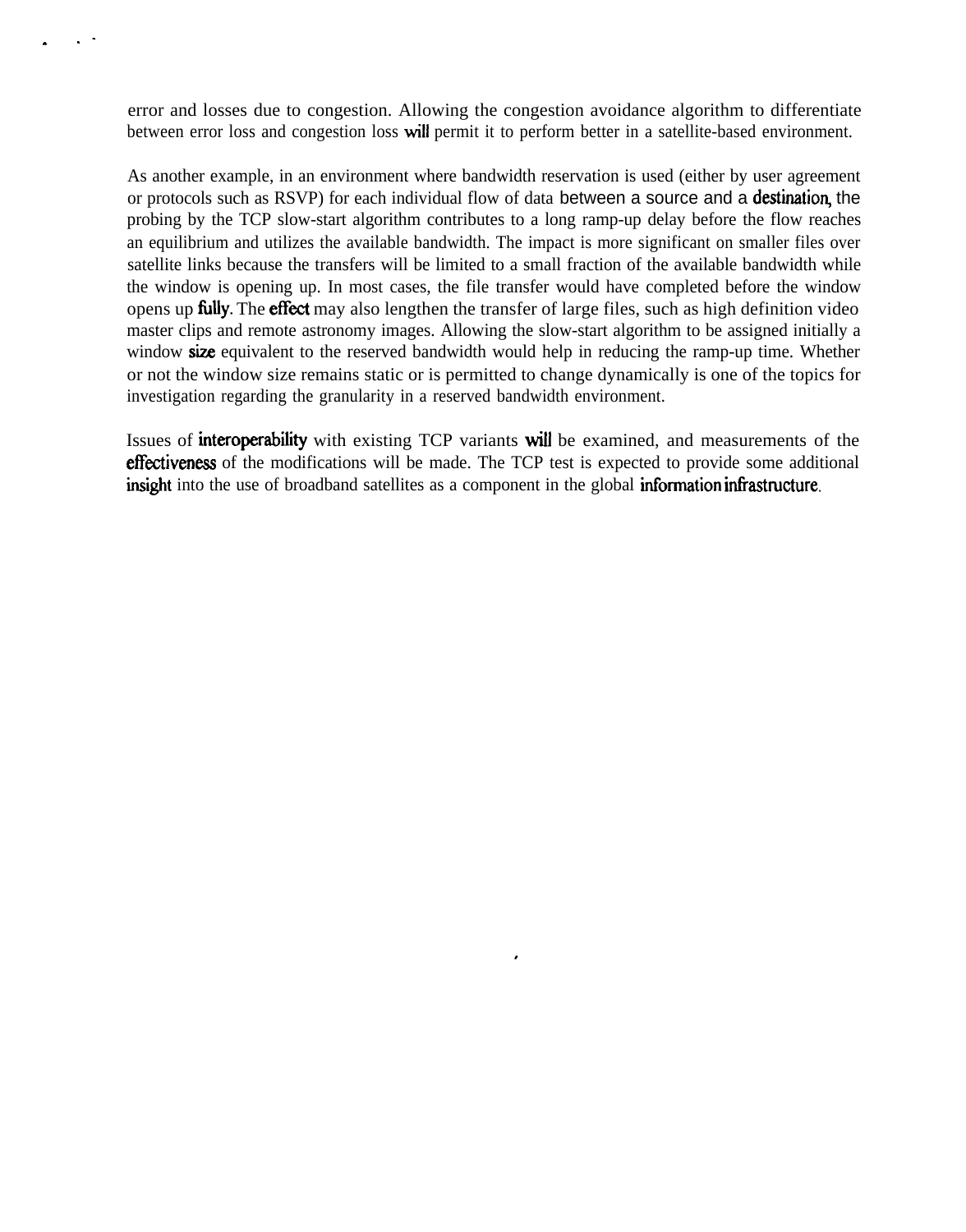error and losses due to congestion. Allowing the congestion avoidance algorithm to differentiate between error loss and congestion loss will permit it to perform better in a satellite-based environment.

As another example, in an environment where bandwidth reservation is used (either by user agreement or protocols such as RSVP) for each individual flow of data between a source and a destination, the probing by the TCP slow-start algorithm contributes to a long ramp-up delay before the flow reaches an equilibrium and utilizes the available bandwidth. The impact is more significant on smaller files over satellite links because the transfers will be limited to a small fraction of the available bandwidth while the window is opening up. In most cases, the file transfer would have completed before the window opens up fully. The effect may also lengthen the transfer of large files, such as high definition video master clips and remote astronomy images. Allowing the slow-start algorithm to be assigned initially a window size equivalent to the reserved bandwidth would help in reducing the ramp-up time. Whether or not the window size remains static or is permitted to change dynamically is one of the topics for investigation regarding the granularity in a reserved bandwidth environment.

Issues of interoperability with existing TCP variants will be examined, and measurements of the effectiveness of the modifications will be made. The TCP test is expected to provide some additional insight into the use of broadband satellites as a component in the global information infrastructure.